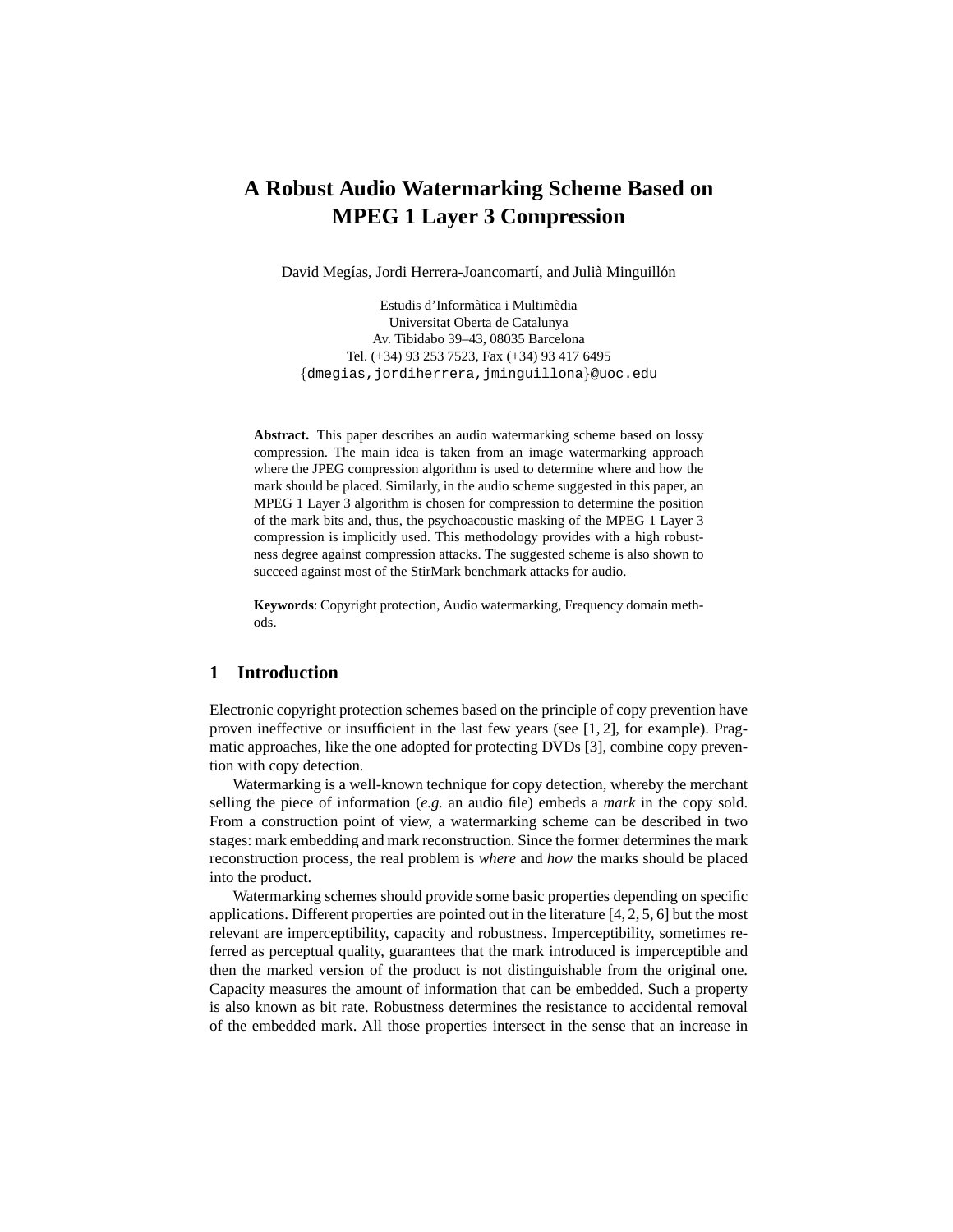# A Robust Audio Watermarking Scheme Based on MPEG 1 Layer 3 Compression

David Megías, Jordi Herrera-Joancomartí, and Julià Minguillón

Estudis d'Informàtica i Multimèdia
Universitat Oberta de Catalunya
Av. Tibidabo 39–43, 08035 Barcelona
Tel. (+34) 93 253 7523, Fax (+34) 93 417 6495
{dmegias,jordiherrera,jminguillona}@uoc.edu

**Abstract.** This paper describes an audio watermarking scheme based on lossy compression. The main idea is taken from an image watermarking approach where the JPEG compression algorithm is used to determine where and how the mark should be placed. Similarly, in the audio scheme suggested in this paper, an MPEG 1 Layer 3 algorithm is chosen for compression to determine the position of the mark bits and, thus, the psychoacoustic masking of the MPEG 1 Layer 3 compression is implicitly used. This methodology provides with a high robustness degree against compression attacks. The suggested scheme is also shown to succeed against most of the StirMark benchmark attacks for audio.

**Keywords**: Copyright protection, Audio watermarking, Frequency domain methods.

## 1 Introduction

Electronic copyright protection schemes based on the principle of copy prevention have proven ineffective or insufficient in the last few years (see [1, 2], for example). Pragmatic approaches, like the one adopted for protecting DVDs [3], combine copy prevention with copy detection.

Watermarking is a well-known technique for copy detection, whereby the merchant selling the piece of information (*e.g.* an audio file) embeds a *mark* in the copy sold. From a construction point of view, a watermarking scheme can be described in two stages: mark embedding and mark reconstruction. Since the former determines the mark reconstruction process, the real problem is *where* and *how* the marks should be placed into the product.

Watermarking schemes should provide some basic properties depending on specific applications. Different properties are pointed out in the literature [4, 2, 5, 6] but the most relevant are imperceptibility, capacity and robustness. Imperceptibility, sometimes referred as perceptual quality, guarantees that the mark introduced is imperceptible and then the marked version of the product is not distinguishable from the original one. Capacity measures the amount of information that can be embedded. Such a property is also known as bit rate. Robustness determines the resistance to accidental removal of the embedded mark. All those properties intersect in the sense that an increase in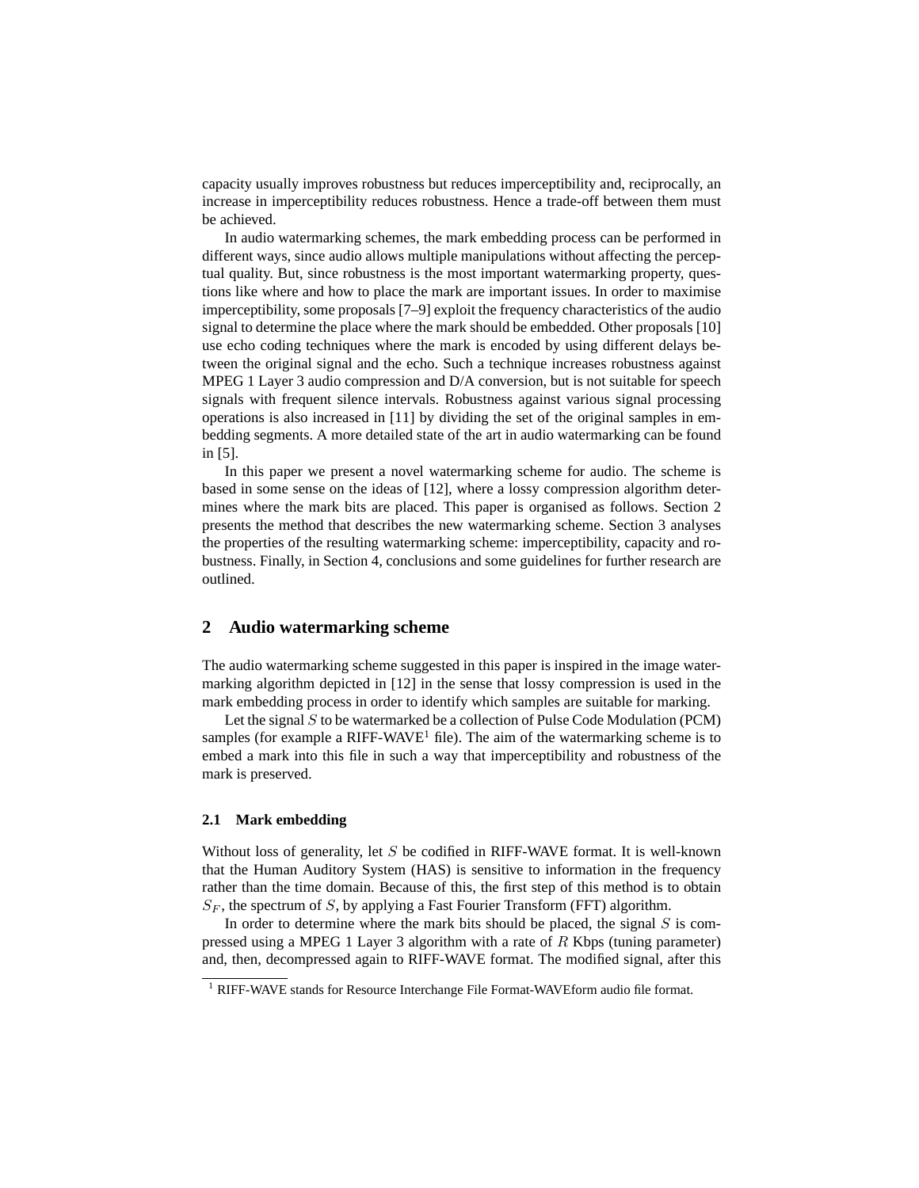capacity usually improves robustness but reduces imperceptibility and, reciprocally, an increase in imperceptibility reduces robustness. Hence a trade-off between them must be achieved.

In audio watermarking schemes, the mark embedding process can be performed in different ways, since audio allows multiple manipulations without affecting the perceptual quality. But, since robustness is the most important watermarking property, questions like where and how to place the mark are important issues. In order to maximise imperceptibility, some proposals [7–9] exploit the frequency characteristics of the audio signal to determine the place where the mark should be embedded. Other proposals [10] use echo coding techniques where the mark is encoded by using different delays between the original signal and the echo. Such a technique increases robustness against MPEG 1 Layer 3 audio compression and D/A conversion, but is not suitable for speech signals with frequent silence intervals. Robustness against various signal processing operations is also increased in [11] by dividing the set of the original samples in embedding segments. A more detailed state of the art in audio watermarking can be found in [5].

In this paper we present a novel watermarking scheme for audio. The scheme is based in some sense on the ideas of [12], where a lossy compression algorithm determines where the mark bits are placed. This paper is organised as follows. Section 2 presents the method that describes the new watermarking scheme. Section 3 analyses the properties of the resulting watermarking scheme: imperceptibility, capacity and robustness. Finally, in Section 4, conclusions and some guidelines for further research are outlined.

## 2 Audio watermarking scheme

The audio watermarking scheme suggested in this paper is inspired in the image watermarking algorithm depicted in [12] in the sense that lossy compression is used in the mark embedding process in order to identify which samples are suitable for marking.

Let the signal $S$ to be watermarked be a collection of Pulse Code Modulation (PCM) samples (for example a RIFF-WAVE[1] file). The aim of the watermarking scheme is to embed a mark into this file in such a way that imperceptibility and robustness of the mark is preserved.

### 2.1 Mark embedding

Without loss of generality, let $S$ be codified in RIFF-WAVE format. It is well-known that the Human Auditory System (HAS) is sensitive to information in the frequency rather than the time domain. Because of this, the first step of this method is to obtain $S_F$, the spectrum of $S$, by applying a Fast Fourier Transform (FFT) algorithm.

In order to determine where the mark bits should be placed, the signal $S$ is compressed using a MPEG 1 Layer 3 algorithm with a rate of $R$ Kbps (tuning parameter) and, then, decompressed again to RIFF-WAVE format. The modified signal, after this

[1] RIFF-WAVE stands for Resource Interchange File Format-WAVEform audio file format.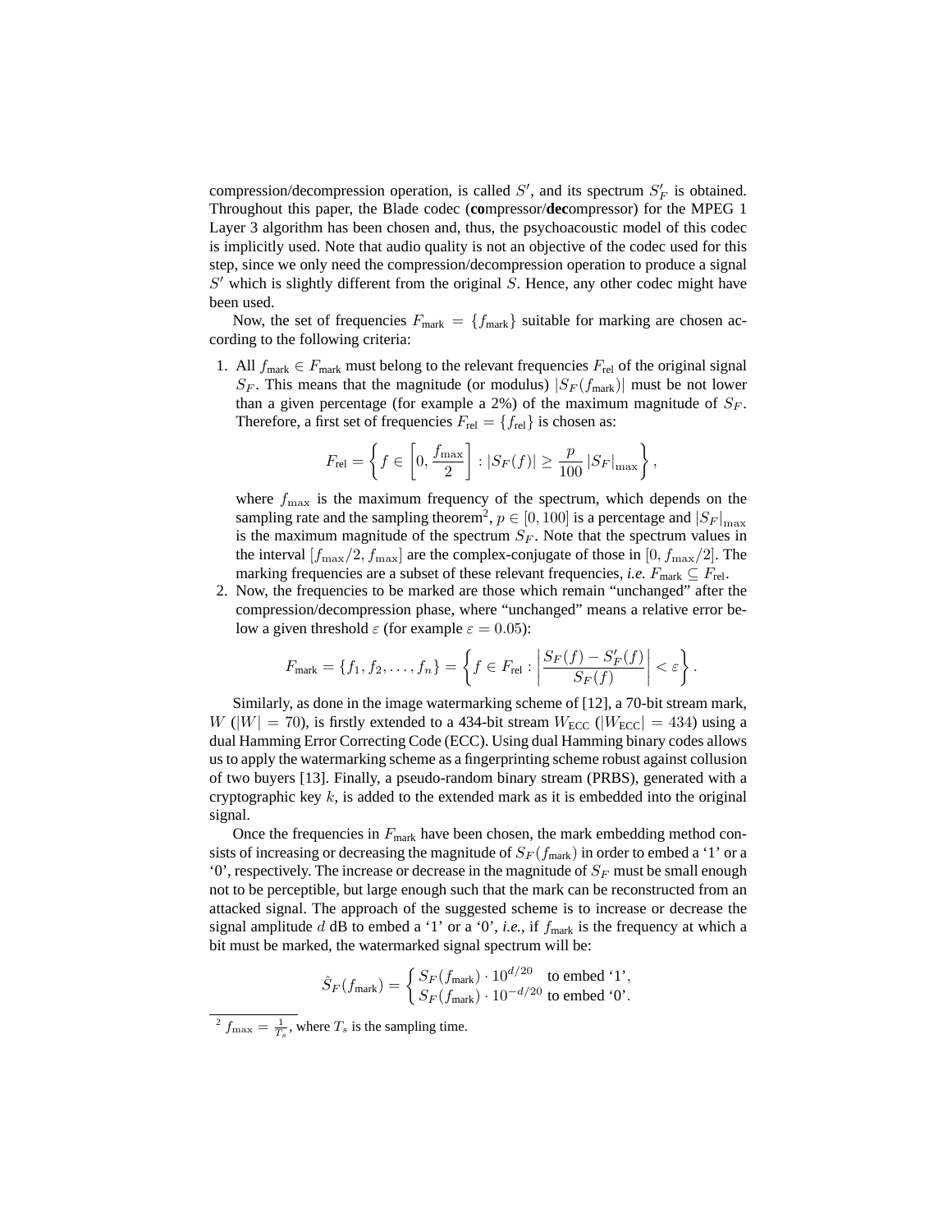compression/decompression operation, is called $S'$, and its spectrum $S'_F$ is obtained. Throughout this paper, the Blade codec (**co**mpressor/**dec**ompressor) for the MPEG 1 Layer 3 algorithm has been chosen and, thus, the psychoacoustic model of this codec is implicitly used. Note that audio quality is not an objective of the codec used for this step, since we only need the compression/decompression operation to produce a signal $S'$ which is slightly different from the original $S$. Hence, any other codec might have been used.

Now, the set of frequencies $F_{\text{mark}} = \{f_{\text{mark}}\}$ suitable for marking are chosen according to the following criteria:

1. All $f_{\text{mark}} \in F_{\text{mark}}$ must belong to the relevant frequencies $F_{\text{rel}}$ of the original signal $S_F$. This means that the magnitude (or modulus) $|S_F(f_{\text{mark}})|$ must be not lower than a given percentage (for example a 2%) of the maximum magnitude of $S_F$. Therefore, a first set of frequencies $F_{\text{rel}} = \{f_{\text{rel}}\}$ is chosen as:

$$F_{\text{rel}} = \left\{ f \in \left[0, \frac{f_{\max}}{2}\right] : |S_F(f)| \geq \frac{p}{100} |S_F|_{\max} \right\},$$

   where $f_{\max}$ is the maximum frequency of the spectrum, which depends on the sampling rate and the sampling theorem[2], $p \in [0, 100]$ is a percentage and $|S_F|_{\max}$ is the maximum magnitude of the spectrum $S_F$. Note that the spectrum values in the interval $[f_{\max}/2, f_{\max}]$ are the complex-conjugate of those in $[0, f_{\max}/2]$. The marking frequencies are a subset of these relevant frequencies, *i.e.* $F_{\text{mark}} \subseteq F_{\text{rel}}$.

2. Now, the frequencies to be marked are those which remain "unchanged" after the compression/decompression phase, where "unchanged" means a relative error below a given threshold $\varepsilon$ (for example $\varepsilon = 0.05$):

$$F_{\text{mark}} = \{f_1, f_2, \ldots, f_n\} = \left\{ f \in F_{\text{rel}} : \left| \frac{S_F(f) - S'_F(f)}{S_F(f)} \right| < \varepsilon \right\}.$$

Similarly, as done in the image watermarking scheme of [12], a 70-bit stream mark, $W$ ($|W| = 70$), is firstly extended to a 434-bit stream $W_{\text{ECC}}$ ($|W_{\text{ECC}}| = 434$) using a dual Hamming Error Correcting Code (ECC). Using dual Hamming binary codes allows us to apply the watermarking scheme as a fingerprinting scheme robust against collusion of two buyers [13]. Finally, a pseudo-random binary stream (PRBS), generated with a cryptographic key $k$, is added to the extended mark as it is embedded into the original signal.

Once the frequencies in $F_{\text{mark}}$ have been chosen, the mark embedding method consists of increasing or decreasing the magnitude of $S_F(f_{\text{mark}})$ in order to embed a '1' or a '0', respectively. The increase or decrease in the magnitude of $S_F$ must be small enough not to be perceptible, but large enough such that the mark can be reconstructed from an attacked signal. The approach of the suggested scheme is to increase or decrease the signal amplitude $d$ dB to embed a '1' or a '0', *i.e.*, if $f_{\text{mark}}$ is the frequency at which a bit must be marked, the watermarked signal spectrum will be:

$$\hat{S}_F(f_{\text{mark}}) = \begin{cases} S_F(f_{\text{mark}}) \cdot 10^{d/20} & \text{to embed '1'}, \\ S_F(f_{\text{mark}}) \cdot 10^{-d/20} & \text{to embed '0'}. \end{cases}$$

[2] $f_{\max} = \frac{1}{T_s}$, where $T_s$ is the sampling time.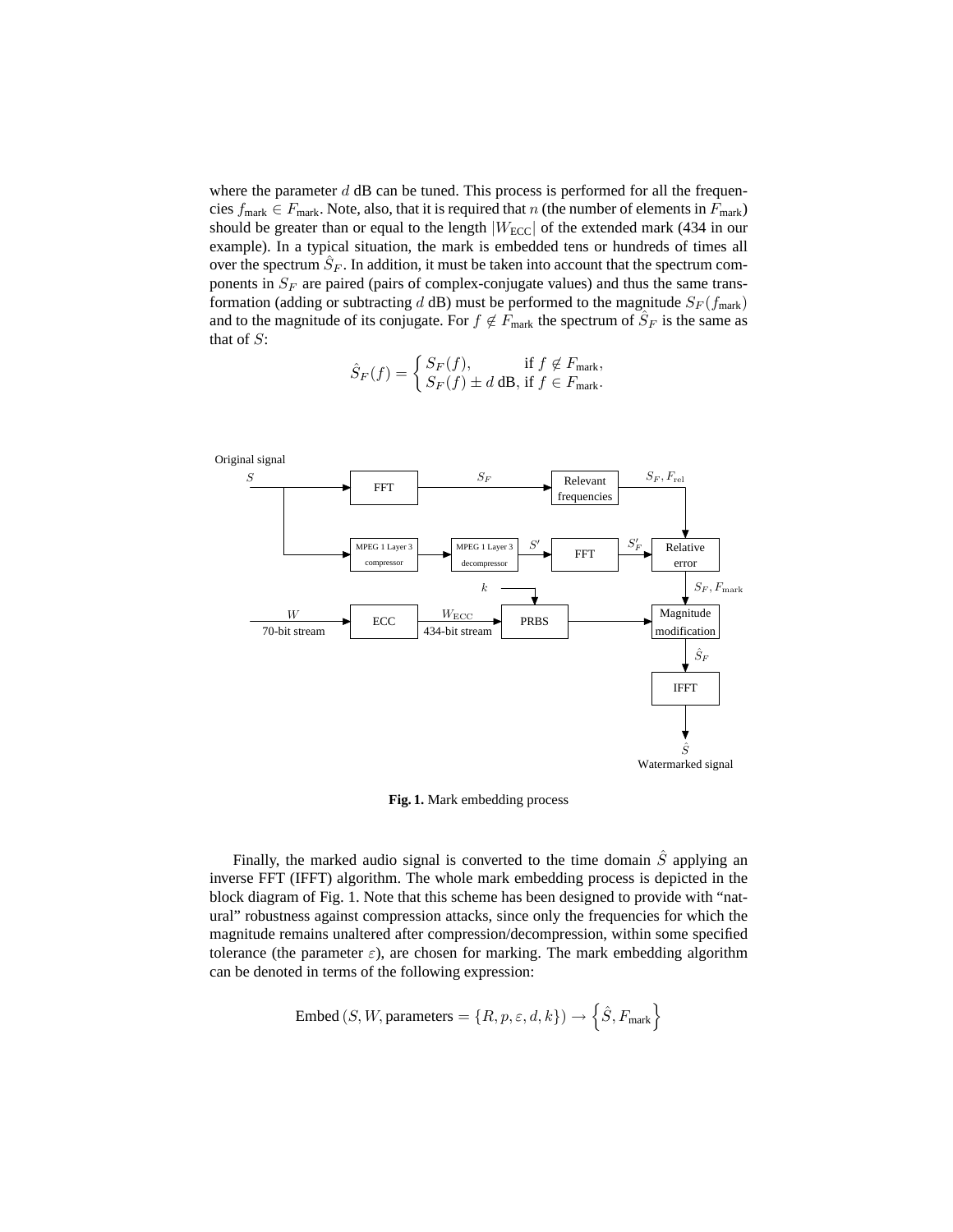where the parameter $d$ dB can be tuned. This process is performed for all the frequencies $f_{\text{mark}} \in F_{\text{mark}}$. Note, also, that it is required that $n$ (the number of elements in $F_{\text{mark}}$) should be greater than or equal to the length $|W_{\text{ECC}}|$ of the extended mark (434 in our example). In a typical situation, the mark is embedded tens or hundreds of times all over the spectrum $\hat{S}_F$. In addition, it must be taken into account that the spectrum components in $S_F$ are paired (pairs of complex-conjugate values) and thus the same transformation (adding or subtracting $d$ dB) must be performed to the magnitude $S_F(f_{\text{mark}})$ and to the magnitude of its conjugate. For $f \notin F_{\text{mark}}$ the spectrum of $\hat{S}_F$ is the same as that of $S$:

$$\hat{S}_F(f) = \begin{cases} S_F(f), & \text{if } f \notin F_{\text{mark}}, \\ S_F(f) \pm d \text{ dB}, & \text{if } f \in F_{\text{mark}}. \end{cases}$$

Original signal
$S$
FFT
$S_F$
Relevant frequencies
$S_F, F_{\text{rel}}$
MPEG 1 Layer 3 compressor
MPEG 1 Layer 3 decompressor
$S'$
FFT
$S'_F$
Relative error
$S_F, F_{\text{mark}}$
$k$
$W$
70-bit stream
ECC
$W_{\text{ECC}}$
434-bit stream
PRBS
Magnitude modification
$\hat{S}_F$
IFFT
$\hat{S}$
Watermarked signal

**Fig. 1.** Mark embedding process

Finally, the marked audio signal is converted to the time domain $\hat{S}$ applying an inverse FFT (IFFT) algorithm. The whole mark embedding process is depicted in the block diagram of Fig. 1. Note that this scheme has been designed to provide with "natural" robustness against compression attacks, since only the frequencies for which the magnitude remains unaltered after compression/decompression, within some specified tolerance (the parameter $\varepsilon$), are chosen for marking. The mark embedding algorithm can be denoted in terms of the following expression:

$$\text{Embed}\,(S, W, \text{parameters} = \{R, p, \varepsilon, d, k\}) \to \left\{\hat{S}, F_{\text{mark}}\right\}$$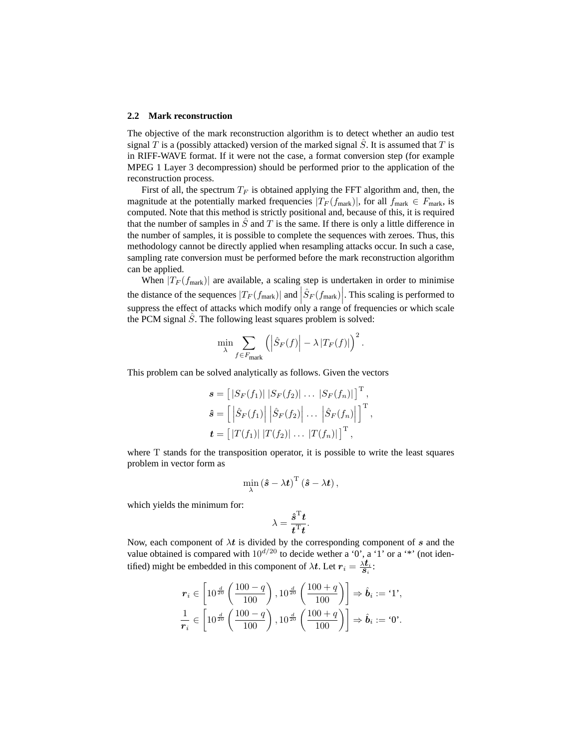### 2.2 Mark reconstruction

The objective of the mark reconstruction algorithm is to detect whether an audio test signal $T$ is a (possibly attacked) version of the marked signal $\hat{S}$. It is assumed that $T$ is in RIFF-WAVE format. If it were not the case, a format conversion step (for example MPEG 1 Layer 3 decompression) should be performed prior to the application of the reconstruction process.

First of all, the spectrum $T_F$ is obtained applying the FFT algorithm and, then, the magnitude at the potentially marked frequencies $|T_F(f_{\text{mark}})|$, for all $f_{\text{mark}} \in F_{\text{mark}}$, is computed. Note that this method is strictly positional and, because of this, it is required that the number of samples in $\hat{S}$ and $T$ is the same. If there is only a little difference in the number of samples, it is possible to complete the sequences with zeroes. Thus, this methodology cannot be directly applied when resampling attacks occur. In such a case, sampling rate conversion must be performed before the mark reconstruction algorithm can be applied.

When $|T_F(f_{\text{mark}})|$ are available, a scaling step is undertaken in order to minimise the distance of the sequences $|T_F(f_{\text{mark}})|$ and $\left|\hat{S}_F(f_{\text{mark}})\right|$. This scaling is performed to suppress the effect of attacks which modify only a range of frequencies or which scale the PCM signal $\hat{S}$. The following least squares problem is solved:

$$\min_{\lambda} \sum_{f \in F_{\text{mark}}} \left( \left|\hat{S}_F(f)\right| - \lambda \left|T_F(f)\right| \right)^2 .$$

This problem can be solved analytically as follows. Given the vectors

$$\boldsymbol{s} = \left[\, |S_F(f_1)| \; |S_F(f_2)| \, \dots \, |S_F(f_n)| \,\right]^{\mathrm{T}},$$
$$\hat{\boldsymbol{s}} = \left[\, \left|\hat{S}_F(f_1)\right| \; \left|\hat{S}_F(f_2)\right| \, \dots \, \left|\hat{S}_F(f_n)\right| \,\right]^{\mathrm{T}},$$
$$\boldsymbol{t} = \left[\, |T(f_1)| \; |T(f_2)| \, \dots \, |T(f_n)| \,\right]^{\mathrm{T}},$$

where T stands for the transposition operator, it is possible to write the least squares problem in vector form as

$$\min_{\lambda} \left(\hat{\boldsymbol{s}} - \lambda \boldsymbol{t}\right)^{\mathrm{T}} \left(\hat{\boldsymbol{s}} - \lambda \boldsymbol{t}\right),$$

which yields the minimum for:

$$\lambda = \frac{\hat{\boldsymbol{s}}^{\mathrm{T}} \boldsymbol{t}}{\boldsymbol{t}^{\mathrm{T}} \boldsymbol{t}}.$$

Now, each component of $\lambda \boldsymbol{t}$ is divided by the corresponding component of $\boldsymbol{s}$ and the value obtained is compared with $10^{d/20}$ to decide wether a '0', a '1' or a '*' (not identified) might be embedded in this component of $\lambda \boldsymbol{t}$. Let $\boldsymbol{r}_i = \frac{\lambda \boldsymbol{t}_i}{\boldsymbol{s}_i}$:

$$\boldsymbol{r}_i \in \left[ 10^{\frac{d}{20}} \left( \frac{100-q}{100} \right), 10^{\frac{d}{20}} \left( \frac{100+q}{100} \right) \right] \Rightarrow \hat{\boldsymbol{b}}_i := \text{'1'},$$
$$\frac{1}{\boldsymbol{r}_i} \in \left[ 10^{\frac{d}{20}} \left( \frac{100-q}{100} \right), 10^{\frac{d}{20}} \left( \frac{100+q}{100} \right) \right] \Rightarrow \hat{\boldsymbol{b}}_i := \text{'0'}.$$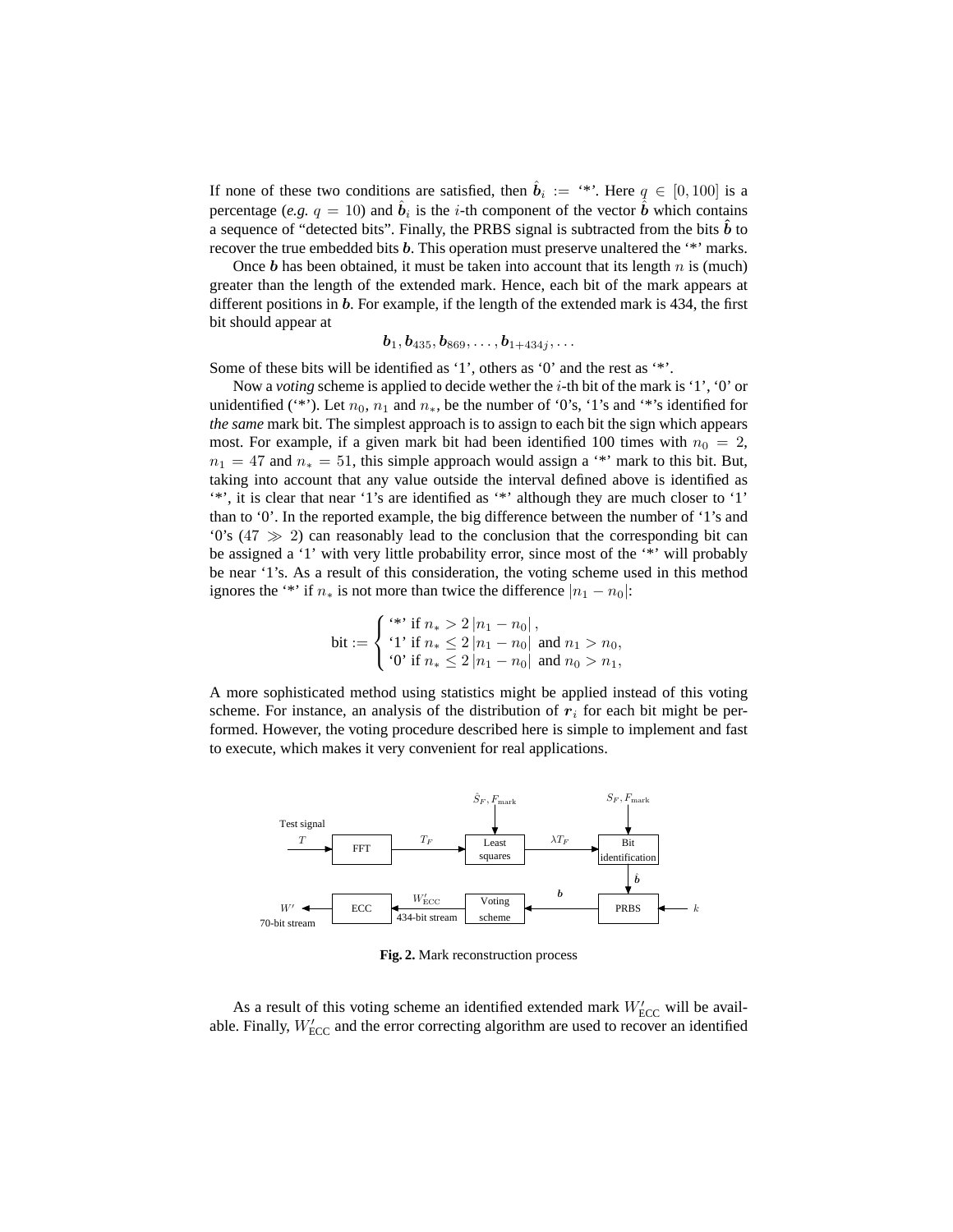If none of these two conditions are satisfied, then $\hat{\boldsymbol{b}}_i :=$ '*'. Here $q \in [0, 100]$ is a percentage (*e.g.* $q = 10$) and $\hat{\boldsymbol{b}}_i$ is the $i$-th component of the vector $\hat{\boldsymbol{b}}$ which contains a sequence of "detected bits". Finally, the PRBS signal is subtracted from the bits $\hat{\boldsymbol{b}}$ to recover the true embedded bits $\boldsymbol{b}$. This operation must preserve unaltered the '*' marks.

Once $\boldsymbol{b}$ has been obtained, it must be taken into account that its length $n$ is (much) greater than the length of the extended mark. Hence, each bit of the mark appears at different positions in $\boldsymbol{b}$. For example, if the length of the extended mark is 434, the first bit should appear at

$$\boldsymbol{b}_1, \boldsymbol{b}_{435}, \boldsymbol{b}_{869}, \ldots, \boldsymbol{b}_{1+434j}, \ldots$$

Some of these bits will be identified as '1', others as '0' and the rest as '*'.

Now a *voting* scheme is applied to decide wether the $i$-th bit of the mark is '1', '0' or unidentified ('*'). Let $n_0$, $n_1$ and $n_*$, be the number of '0's, '1's and '*'s identified for *the same* mark bit. The simplest approach is to assign to each bit the sign which appears most. For example, if a given mark bit had been identified 100 times with $n_0 = 2$, $n_1 = 47$ and $n_* = 51$, this simple approach would assign a '*' mark to this bit. But, taking into account that any value outside the interval defined above is identified as '*', it is clear that near '1's are identified as '*' although they are much closer to '1' than to '0'. In the reported example, the big difference between the number of '1's and '0's ($47 \gg 2$) can reasonably lead to the conclusion that the corresponding bit can be assigned a '1' with very little probability error, since most of the '*' will probably be near '1's. As a result of this consideration, the voting scheme used in this method ignores the '*' if $n_*$ is not more than twice the difference $|n_1 - n_0|$:

$$\text{bit} := \begin{cases} \text{'*' if } n_* > 2\,|n_1 - n_0|\,, \\ \text{'1' if } n_* \le 2\,|n_1 - n_0| \text{ and } n_1 > n_0, \\ \text{'0' if } n_* \le 2\,|n_1 - n_0| \text{ and } n_0 > n_1, \end{cases}$$

A more sophisticated method using statistics might be applied instead of this voting scheme. For instance, an analysis of the distribution of $\boldsymbol{r}_i$ for each bit might be performed. However, the voting procedure described here is simple to implement and fast to execute, which makes it very convenient for real applications.

Test signal
$T$
FFT
$T_F$
$\hat{S}_F, F_{\text{mark}}$
Least squares
$\lambda T_F$
$S_F, F_{\text{mark}}$
Bit identification
$\hat{\boldsymbol{b}}$
PRBS
$k$
$\boldsymbol{b}$
Voting scheme
$W'_{\text{ECC}}$
434-bit stream
ECC
$W'$
70-bit stream

**Fig. 2.** Mark reconstruction process

As a result of this voting scheme an identified extended mark $W'_{\text{ECC}}$ will be available. Finally, $W'_{\text{ECC}}$ and the error correcting algorithm are used to recover an identified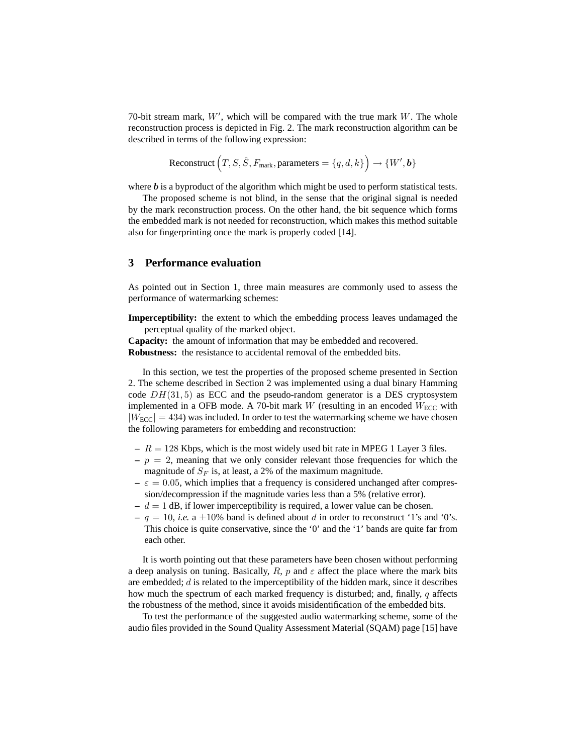70-bit stream mark, $W'$, which will be compared with the true mark $W$. The whole reconstruction process is depicted in Fig. 2. The mark reconstruction algorithm can be described in terms of the following expression:

$$\text{Reconstruct}\left(T, S, \hat{S}, F_{\text{mark}}, \text{parameters} = \{q, d, k\}\right) \rightarrow \{W', \boldsymbol{b}\}$$

where $\boldsymbol{b}$ is a byproduct of the algorithm which might be used to perform statistical tests.

The proposed scheme is not blind, in the sense that the original signal is needed by the mark reconstruction process. On the other hand, the bit sequence which forms the embedded mark is not needed for reconstruction, which makes this method suitable also for fingerprinting once the mark is properly coded [14].

## 3 Performance evaluation

As pointed out in Section 1, three main measures are commonly used to assess the performance of watermarking schemes:

**Imperceptibility:** the extent to which the embedding process leaves undamaged the perceptual quality of the marked object.
**Capacity:** the amount of information that may be embedded and recovered.
**Robustness:** the resistance to accidental removal of the embedded bits.

In this section, we test the properties of the proposed scheme presented in Section 2. The scheme described in Section 2 was implemented using a dual binary Hamming code $DH(31, 5)$ as ECC and the pseudo-random generator is a DES cryptosystem implemented in a OFB mode. A 70-bit mark $W$ (resulting in an encoded $W_{\text{ECC}}$ with $|W_{\text{ECC}}| = 434$) was included. In order to test the watermarking scheme we have chosen the following parameters for embedding and reconstruction:

- $R = 128$ Kbps, which is the most widely used bit rate in MPEG 1 Layer 3 files.
- $p = 2$, meaning that we only consider relevant those frequencies for which the magnitude of $S_F$ is, at least, a 2% of the maximum magnitude.
- $\varepsilon = 0.05$, which implies that a frequency is considered unchanged after compression/decompression if the magnitude varies less than a 5% (relative error).
- $d = 1$ dB, if lower imperceptibility is required, a lower value can be chosen.
- $q = 10$, *i.e.* a $\pm 10$% band is defined about $d$ in order to reconstruct '1's and '0's. This choice is quite conservative, since the '0' and the '1' bands are quite far from each other.

It is worth pointing out that these parameters have been chosen without performing a deep analysis on tuning. Basically, $R$, $p$ and $\varepsilon$ affect the place where the mark bits are embedded; $d$ is related to the imperceptibility of the hidden mark, since it describes how much the spectrum of each marked frequency is disturbed; and, finally, $q$ affects the robustness of the method, since it avoids misidentification of the embedded bits.

To test the performance of the suggested audio watermarking scheme, some of the audio files provided in the Sound Quality Assessment Material (SQAM) page [15] have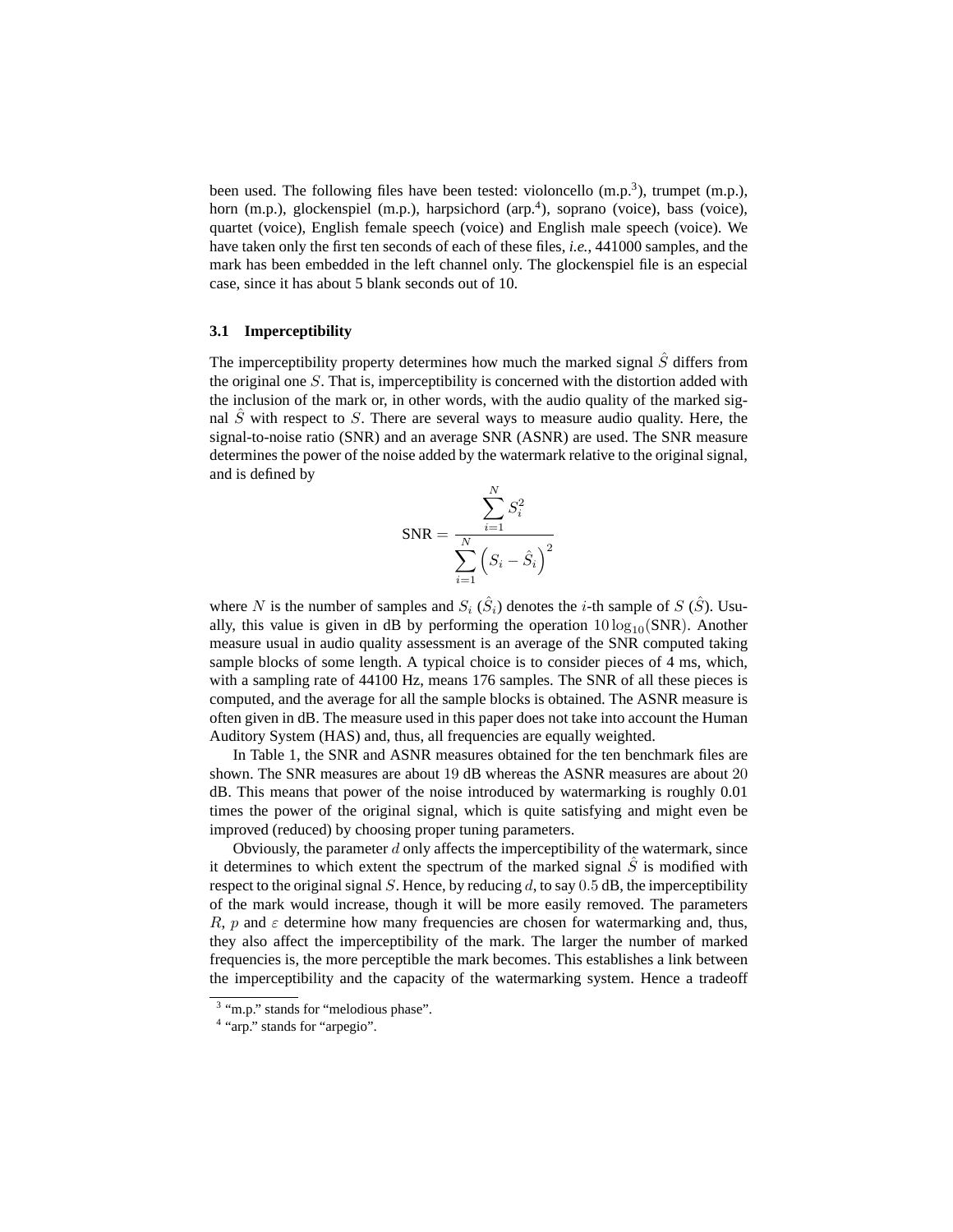been used. The following files have been tested: violoncello (m.p.[3]), trumpet (m.p.), horn (m.p.), glockenspiel (m.p.), harpsichord (arp.[4]), soprano (voice), bass (voice), quartet (voice), English female speech (voice) and English male speech (voice). We have taken only the first ten seconds of each of these files, *i.e.*, 441000 samples, and the mark has been embedded in the left channel only. The glockenspiel file is an especial case, since it has about 5 blank seconds out of 10.

### 3.1 Imperceptibility

The imperceptibility property determines how much the marked signal $\hat{S}$ differs from the original one $S$. That is, imperceptibility is concerned with the distortion added with the inclusion of the mark or, in other words, with the audio quality of the marked signal $\hat{S}$ with respect to $S$. There are several ways to measure audio quality. Here, the signal-to-noise ratio (SNR) and an average SNR (ASNR) are used. The SNR measure determines the power of the noise added by the watermark relative to the original signal, and is defined by

$$\text{SNR} = \frac{\sum_{i=1}^{N} S_i^2}{\sum_{i=1}^{N} \left(S_i - \hat{S}_i\right)^2}$$

where $N$ is the number of samples and $S_i$ ($\hat{S}_i$) denotes the $i$-th sample of $S$ ($\hat{S}$). Usually, this value is given in dB by performing the operation $10 \log_{10}(\text{SNR})$. Another measure usual in audio quality assessment is an average of the SNR computed taking sample blocks of some length. A typical choice is to consider pieces of 4 ms, which, with a sampling rate of 44100 Hz, means 176 samples. The SNR of all these pieces is computed, and the average for all the sample blocks is obtained. The ASNR measure is often given in dB. The measure used in this paper does not take into account the Human Auditory System (HAS) and, thus, all frequencies are equally weighted.

In Table 1, the SNR and ASNR measures obtained for the ten benchmark files are shown. The SNR measures are about $19$ dB whereas the ASNR measures are about $20$ dB. This means that power of the noise introduced by watermarking is roughly 0.01 times the power of the original signal, which is quite satisfying and might even be improved (reduced) by choosing proper tuning parameters.

Obviously, the parameter $d$ only affects the imperceptibility of the watermark, since it determines to which extent the spectrum of the marked signal $\hat{S}$ is modified with respect to the original signal $S$. Hence, by reducing $d$, to say $0.5$ dB, the imperceptibility of the mark would increase, though it will be more easily removed. The parameters $R$, $p$ and $\varepsilon$ determine how many frequencies are chosen for watermarking and, thus, they also affect the imperceptibility of the mark. The larger the number of marked frequencies is, the more perceptible the mark becomes. This establishes a link between the imperceptibility and the capacity of the watermarking system. Hence a tradeoff

[3] "m.p." stands for "melodious phase".

[4] "arp." stands for "arpegio".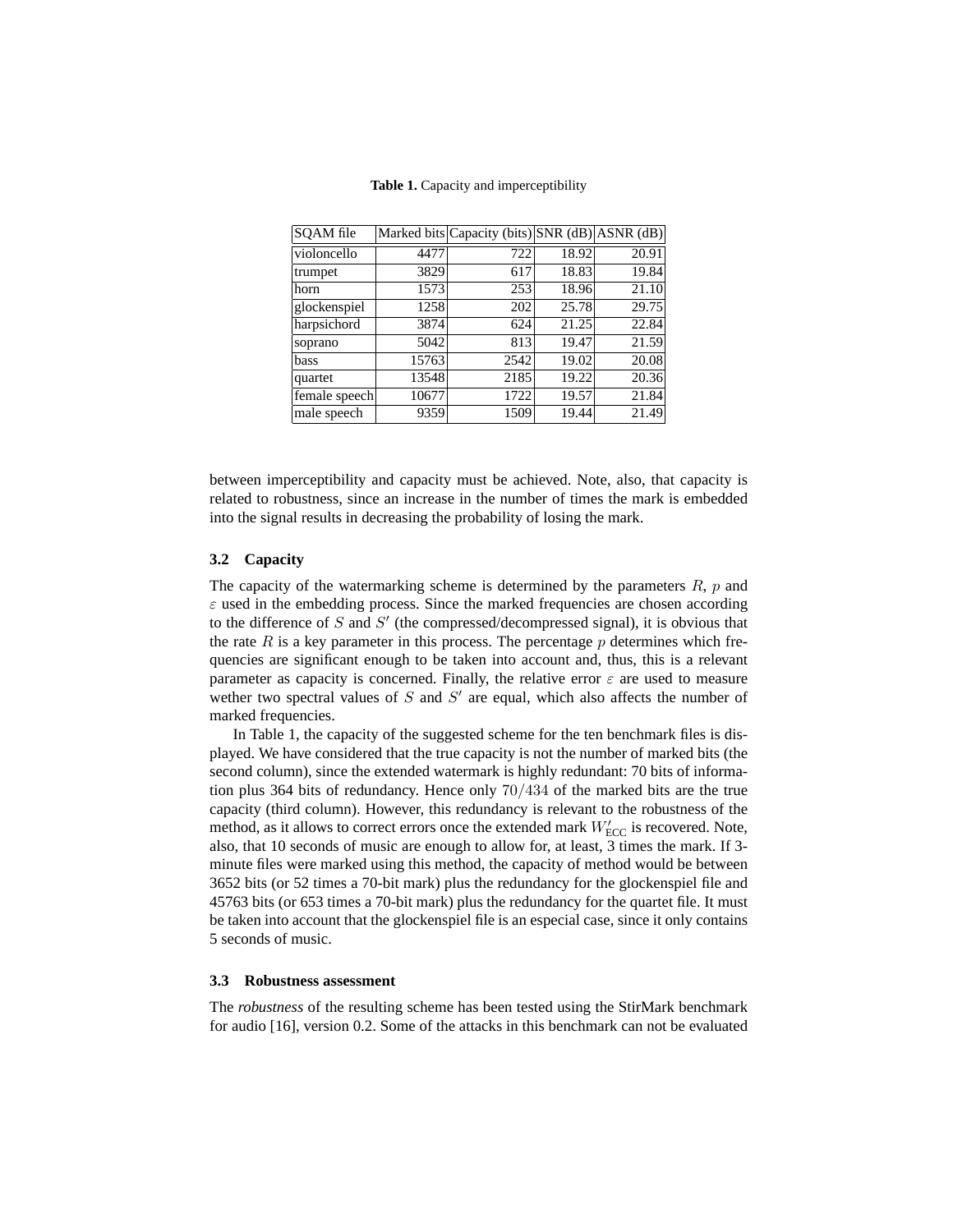**Table 1.** Capacity and imperceptibility

| SQAM file | Marked bits | Capacity (bits) | SNR (dB) | ASNR (dB) |
|---|---|---|---|---|
| violoncello | 4477 | 722 | 18.92 | 20.91 |
| trumpet | 3829 | 617 | 18.83 | 19.84 |
| horn | 1573 | 253 | 18.96 | 21.10 |
| glockenspiel | 1258 | 202 | 25.78 | 29.75 |
| harpsichord | 3874 | 624 | 21.25 | 22.84 |
| soprano | 5042 | 813 | 19.47 | 21.59 |
| bass | 15763 | 2542 | 19.02 | 20.08 |
| quartet | 13548 | 2185 | 19.22 | 20.36 |
| female speech | 10677 | 1722 | 19.57 | 21.84 |
| male speech | 9359 | 1509 | 19.44 | 21.49 |

between imperceptibility and capacity must be achieved. Note, also, that capacity is related to robustness, since an increase in the number of times the mark is embedded into the signal results in decreasing the probability of losing the mark.

### 3.2 Capacity

The capacity of the watermarking scheme is determined by the parameters $R$, $p$ and $\varepsilon$ used in the embedding process. Since the marked frequencies are chosen according to the difference of $S$ and $S'$ (the compressed/decompressed signal), it is obvious that the rate $R$ is a key parameter in this process. The percentage $p$ determines which frequencies are significant enough to be taken into account and, thus, this is a relevant parameter as capacity is concerned. Finally, the relative error $\varepsilon$ are used to measure wether two spectral values of $S$ and $S'$ are equal, which also affects the number of marked frequencies.

In Table 1, the capacity of the suggested scheme for the ten benchmark files is displayed. We have considered that the true capacity is not the number of marked bits (the second column), since the extended watermark is highly redundant: 70 bits of information plus 364 bits of redundancy. Hence only $70/434$ of the marked bits are the true capacity (third column). However, this redundancy is relevant to the robustness of the method, as it allows to correct errors once the extended mark $W'_{\text{ECC}}$ is recovered. Note, also, that 10 seconds of music are enough to allow for, at least, 3 times the mark. If 3-minute files were marked using this method, the capacity of method would be between 3652 bits (or 52 times a 70-bit mark) plus the redundancy for the glockenspiel file and 45763 bits (or 653 times a 70-bit mark) plus the redundancy for the quartet file. It must be taken into account that the glockenspiel file is an especial case, since it only contains 5 seconds of music.

### 3.3 Robustness assessment

The *robustness* of the resulting scheme has been tested using the StirMark benchmark for audio [16], version 0.2. Some of the attacks in this benchmark can not be evaluated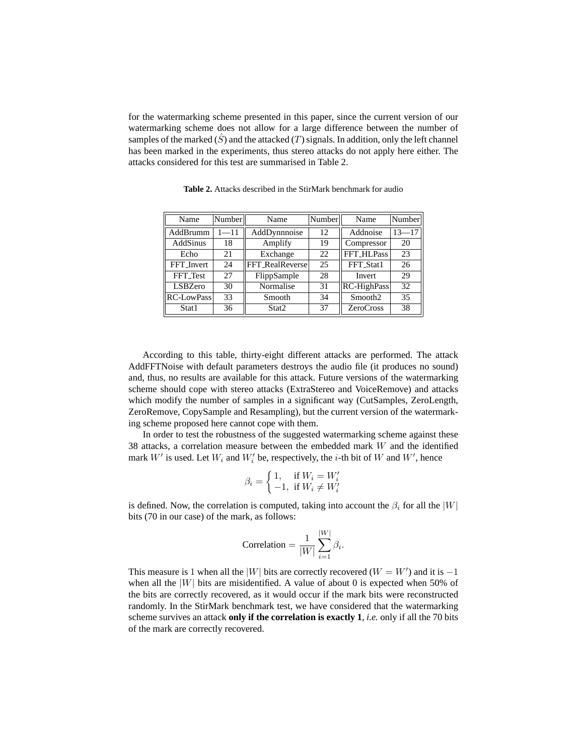for the watermarking scheme presented in this paper, since the current version of our watermarking scheme does not allow for a large difference between the number of samples of the marked ($\hat{S}$) and the attacked ($T$) signals. In addition, only the left channel has been marked in the experiments, thus stereo attacks do not apply here either. The attacks considered for this test are summarised in Table 2.

**Table 2.** Attacks described in the StirMark benchmark for audio

| Name | Number | Name | Number | Name | Number |
|---|---|---|---|---|---|
| AddBrumm | 1—11 | AddDynnnoise | 12 | Addnoise | 13—17 |
| AddSinus | 18 | Amplify | 19 | Compressor | 20 |
| Echo | 21 | Exchange | 22 | FFT_HLPass | 23 |
| FFT_Invert | 24 | FFT_RealReverse | 25 | FFT_Stat1 | 26 |
| FFT_Test | 27 | FlippSample | 28 | Invert | 29 |
| LSBZero | 30 | Normalise | 31 | RC-HighPass | 32 |
| RC-LowPass | 33 | Smooth | 34 | Smooth2 | 35 |
| Stat1 | 36 | Stat2 | 37 | ZeroCross | 38 |

According to this table, thirty-eight different attacks are performed. The attack AddFFTNoise with default parameters destroys the audio file (it produces no sound) and, thus, no results are available for this attack. Future versions of the watermarking scheme should cope with stereo attacks (ExtraStereo and VoiceRemove) and attacks which modify the number of samples in a significant way (CutSamples, ZeroLength, ZeroRemove, CopySample and Resampling), but the current version of the watermarking scheme proposed here cannot cope with them.

In order to test the robustness of the suggested watermarking scheme against these 38 attacks, a correlation measure between the embedded mark $W$ and the identified mark $W'$ is used. Let $W_i$ and $W'_i$ be, respectively, the $i$-th bit of $W$ and $W'$, hence

$$\beta_i = \begin{cases} 1, & \text{if } W_i = W'_i \\ -1, & \text{if } W_i \neq W'_i \end{cases}$$

is defined. Now, the correlation is computed, taking into account the $\beta_i$ for all the $|W|$ bits (70 in our case) of the mark, as follows:

$$\text{Correlation} = \frac{1}{|W|} \sum_{i=1}^{|W|} \beta_i.$$

This measure is 1 when all the $|W|$ bits are correctly recovered ($W = W'$) and it is $-1$ when all the $|W|$ bits are misidentified. A value of about 0 is expected when 50% of the bits are correctly recovered, as it would occur if the mark bits were reconstructed randomly. In the StirMark benchmark test, we have considered that the watermarking scheme survives an attack **only if the correlation is exactly 1**, *i.e.* only if all the 70 bits of the mark are correctly recovered.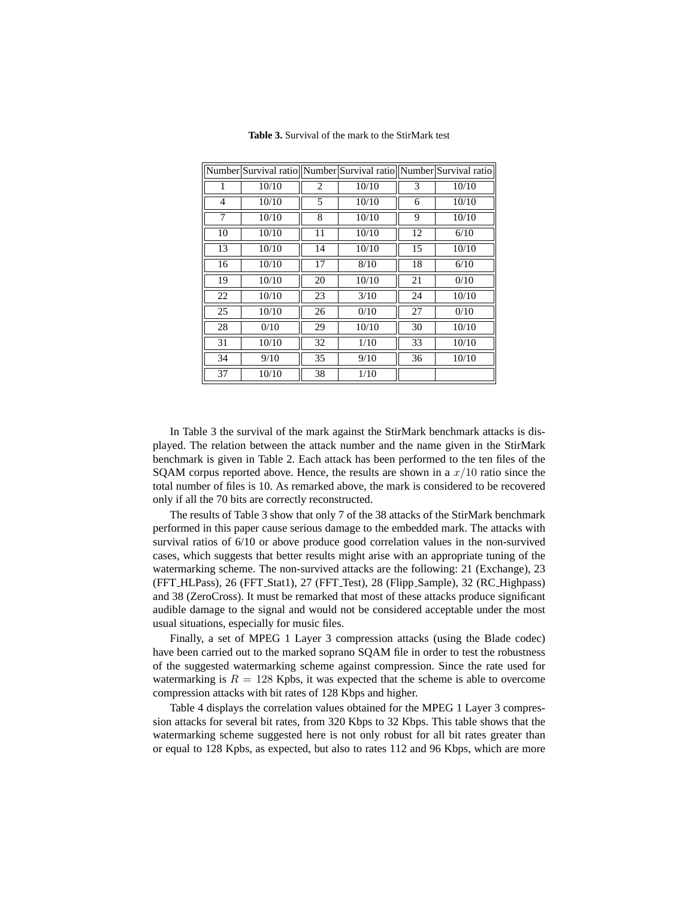**Table 3.** Survival of the mark to the StirMark test

| Number | Survival ratio | Number | Survival ratio | Number | Survival ratio |
|---|---|---|---|---|---|
| 1 | 10/10 | 2 | 10/10 | 3 | 10/10 |
| 4 | 10/10 | 5 | 10/10 | 6 | 10/10 |
| 7 | 10/10 | 8 | 10/10 | 9 | 10/10 |
| 10 | 10/10 | 11 | 10/10 | 12 | 6/10 |
| 13 | 10/10 | 14 | 10/10 | 15 | 10/10 |
| 16 | 10/10 | 17 | 8/10 | 18 | 6/10 |
| 19 | 10/10 | 20 | 10/10 | 21 | 0/10 |
| 22 | 10/10 | 23 | 3/10 | 24 | 10/10 |
| 25 | 10/10 | 26 | 0/10 | 27 | 0/10 |
| 28 | 0/10 | 29 | 10/10 | 30 | 10/10 |
| 31 | 10/10 | 32 | 1/10 | 33 | 10/10 |
| 34 | 9/10 | 35 | 9/10 | 36 | 10/10 |
| 37 | 10/10 | 38 | 1/10 | | |

In Table 3 the survival of the mark against the StirMark benchmark attacks is displayed. The relation between the attack number and the name given in the StirMark benchmark is given in Table 2. Each attack has been performed to the ten files of the SQAM corpus reported above. Hence, the results are shown in a $x/10$ ratio since the total number of files is 10. As remarked above, the mark is considered to be recovered only if all the 70 bits are correctly reconstructed.

The results of Table 3 show that only 7 of the 38 attacks of the StirMark benchmark performed in this paper cause serious damage to the embedded mark. The attacks with survival ratios of 6/10 or above produce good correlation values in the non-survived cases, which suggests that better results might arise with an appropriate tuning of the watermarking scheme. The non-survived attacks are the following: 21 (Exchange), 23 (FFT_HLPass), 26 (FFT_Stat1), 27 (FFT_Test), 28 (Flipp_Sample), 32 (RC_Highpass) and 38 (ZeroCross). It must be remarked that most of these attacks produce significant audible damage to the signal and would not be considered acceptable under the most usual situations, especially for music files.

Finally, a set of MPEG 1 Layer 3 compression attacks (using the Blade codec) have been carried out to the marked soprano SQAM file in order to test the robustness of the suggested watermarking scheme against compression. Since the rate used for watermarking is $R = 128$ Kpbs, it was expected that the scheme is able to overcome compression attacks with bit rates of 128 Kbps and higher.

Table 4 displays the correlation values obtained for the MPEG 1 Layer 3 compression attacks for several bit rates, from 320 Kbps to 32 Kbps. This table shows that the watermarking scheme suggested here is not only robust for all bit rates greater than or equal to 128 Kpbs, as expected, but also to rates 112 and 96 Kbps, which are more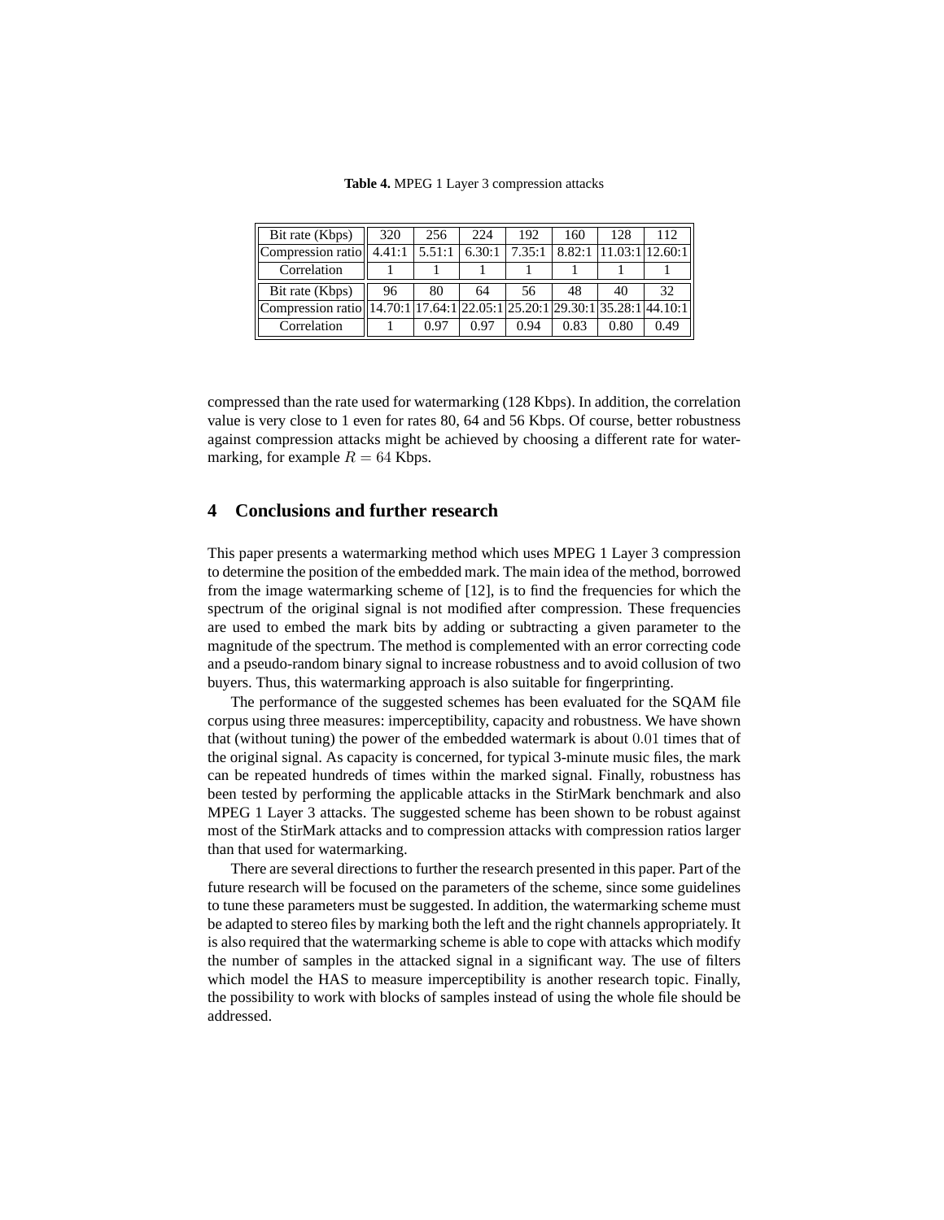**Table 4.** MPEG 1 Layer 3 compression attacks

| | | | | | | | |
|---|---|---|---|---|---|---|---|
| Bit rate (Kbps) | 320 | 256 | 224 | 192 | 160 | 128 | 112 |
| Compression ratio | 4.41:1 | 5.51:1 | 6.30:1 | 7.35:1 | 8.82:1 | 11.03:1 | 12.60:1 |
| Correlation | 1 | 1 | 1 | 1 | 1 | 1 | 1 |
| Bit rate (Kbps) | 96 | 80 | 64 | 56 | 48 | 40 | 32 |
| Compression ratio | 14.70:1 | 17.64:1 | 22.05:1 | 25.20:1 | 29.30:1 | 35.28:1 | 44.10:1 |
| Correlation | 1 | 0.97 | 0.97 | 0.94 | 0.83 | 0.80 | 0.49 |

compressed than the rate used for watermarking (128 Kbps). In addition, the correlation value is very close to 1 even for rates 80, 64 and 56 Kbps. Of course, better robustness against compression attacks might be achieved by choosing a different rate for watermarking, for example $R = 64$ Kbps.

## 4 Conclusions and further research

This paper presents a watermarking method which uses MPEG 1 Layer 3 compression to determine the position of the embedded mark. The main idea of the method, borrowed from the image watermarking scheme of [12], is to find the frequencies for which the spectrum of the original signal is not modified after compression. These frequencies are used to embed the mark bits by adding or subtracting a given parameter to the magnitude of the spectrum. The method is complemented with an error correcting code and a pseudo-random binary signal to increase robustness and to avoid collusion of two buyers. Thus, this watermarking approach is also suitable for fingerprinting.

The performance of the suggested schemes has been evaluated for the SQAM file corpus using three measures: imperceptibility, capacity and robustness. We have shown that (without tuning) the power of the embedded watermark is about $0.01$ times that of the original signal. As capacity is concerned, for typical 3-minute music files, the mark can be repeated hundreds of times within the marked signal. Finally, robustness has been tested by performing the applicable attacks in the StirMark benchmark and also MPEG 1 Layer 3 attacks. The suggested scheme has been shown to be robust against most of the StirMark attacks and to compression attacks with compression ratios larger than that used for watermarking.

There are several directions to further the research presented in this paper. Part of the future research will be focused on the parameters of the scheme, since some guidelines to tune these parameters must be suggested. In addition, the watermarking scheme must be adapted to stereo files by marking both the left and the right channels appropriately. It is also required that the watermarking scheme is able to cope with attacks which modify the number of samples in the attacked signal in a significant way. The use of filters which model the HAS to measure imperceptibility is another research topic. Finally, the possibility to work with blocks of samples instead of using the whole file should be addressed.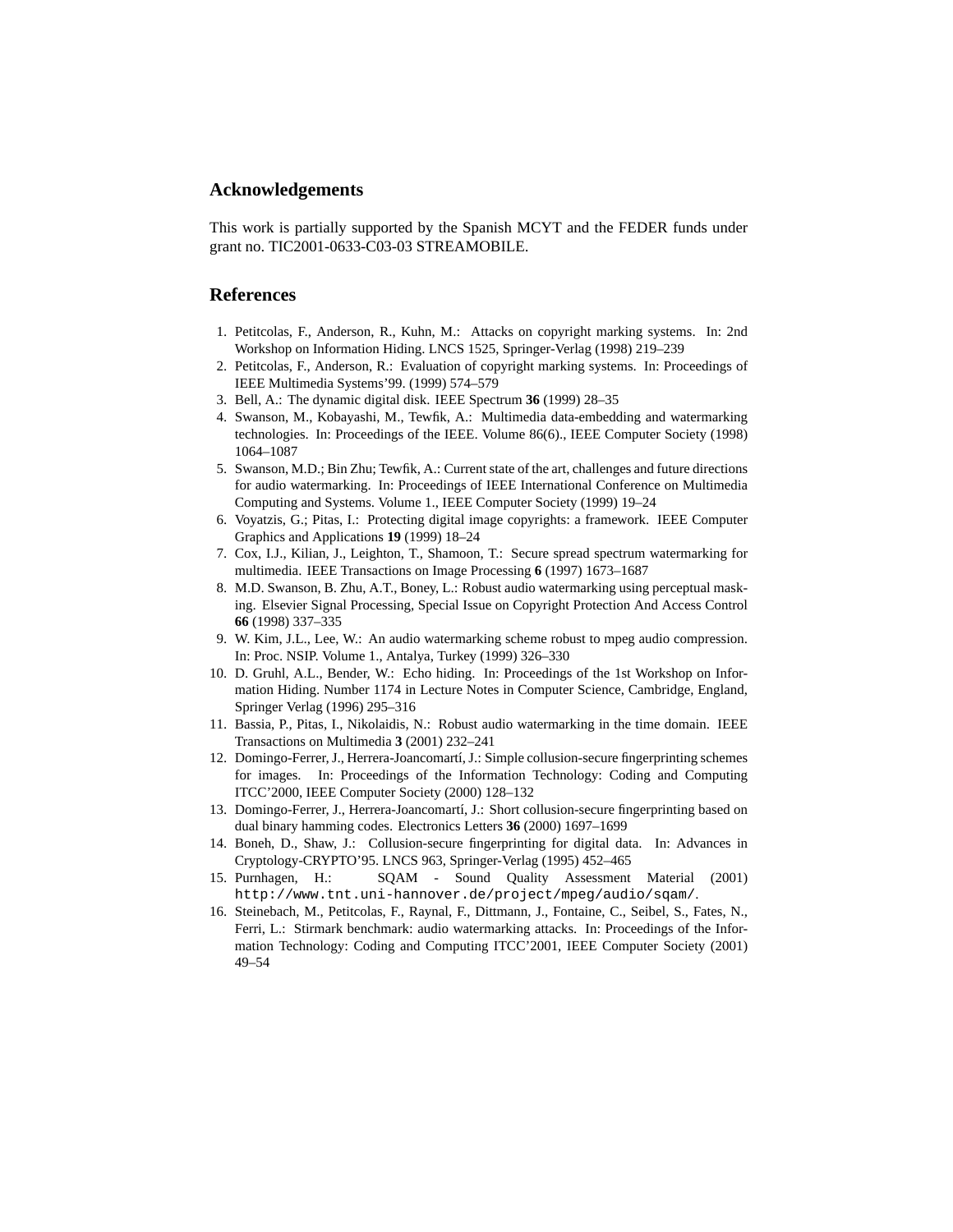## Acknowledgements

This work is partially supported by the Spanish MCYT and the FEDER funds under grant no. TIC2001-0633-C03-03 STREAMOBILE.

## References

1. Petitcolas, F., Anderson, R., Kuhn, M.: Attacks on copyright marking systems. In: 2nd Workshop on Information Hiding. LNCS 1525, Springer-Verlag (1998) 219–239
2. Petitcolas, F., Anderson, R.: Evaluation of copyright marking systems. In: Proceedings of IEEE Multimedia Systems'99. (1999) 574–579
3. Bell, A.: The dynamic digital disk. IEEE Spectrum **36** (1999) 28–35
4. Swanson, M., Kobayashi, M., Tewfik, A.: Multimedia data-embedding and watermarking technologies. In: Proceedings of the IEEE. Volume 86(6)., IEEE Computer Society (1998) 1064–1087
5. Swanson, M.D.; Bin Zhu; Tewfik, A.: Current state of the art, challenges and future directions for audio watermarking. In: Proceedings of IEEE International Conference on Multimedia Computing and Systems. Volume 1., IEEE Computer Society (1999) 19–24
6. Voyatzis, G.; Pitas, I.: Protecting digital image copyrights: a framework. IEEE Computer Graphics and Applications **19** (1999) 18–24
7. Cox, I.J., Kilian, J., Leighton, T., Shamoon, T.: Secure spread spectrum watermarking for multimedia. IEEE Transactions on Image Processing **6** (1997) 1673–1687
8. M.D. Swanson, B. Zhu, A.T., Boney, L.: Robust audio watermarking using perceptual masking. Elsevier Signal Processing, Special Issue on Copyright Protection And Access Control **66** (1998) 337–335
9. W. Kim, J.L., Lee, W.: An audio watermarking scheme robust to mpeg audio compression. In: Proc. NSIP. Volume 1., Antalya, Turkey (1999) 326–330
10. D. Gruhl, A.L., Bender, W.: Echo hiding. In: Proceedings of the 1st Workshop on Information Hiding. Number 1174 in Lecture Notes in Computer Science, Cambridge, England, Springer Verlag (1996) 295–316
11. Bassia, P., Pitas, I., Nikolaidis, N.: Robust audio watermarking in the time domain. IEEE Transactions on Multimedia **3** (2001) 232–241
12. Domingo-Ferrer, J., Herrera-Joancomartí, J.: Simple collusion-secure fingerprinting schemes for images. In: Proceedings of the Information Technology: Coding and Computing ITCC'2000, IEEE Computer Society (2000) 128–132
13. Domingo-Ferrer, J., Herrera-Joancomartí, J.: Short collusion-secure fingerprinting based on dual binary hamming codes. Electronics Letters **36** (2000) 1697–1699
14. Boneh, D., Shaw, J.: Collusion-secure fingerprinting for digital data. In: Advances in Cryptology-CRYPTO'95. LNCS 963, Springer-Verlag (1995) 452–465
15. Purnhagen, H.: SQAM - Sound Quality Assessment Material (2001) `http://www.tnt.uni-hannover.de/project/mpeg/audio/sqam/`.
16. Steinebach, M., Petitcolas, F., Raynal, F., Dittmann, J., Fontaine, C., Seibel, S., Fates, N., Ferri, L.: Stirmark benchmark: audio watermarking attacks. In: Proceedings of the Information Technology: Coding and Computing ITCC'2001, IEEE Computer Society (2001) 49–54